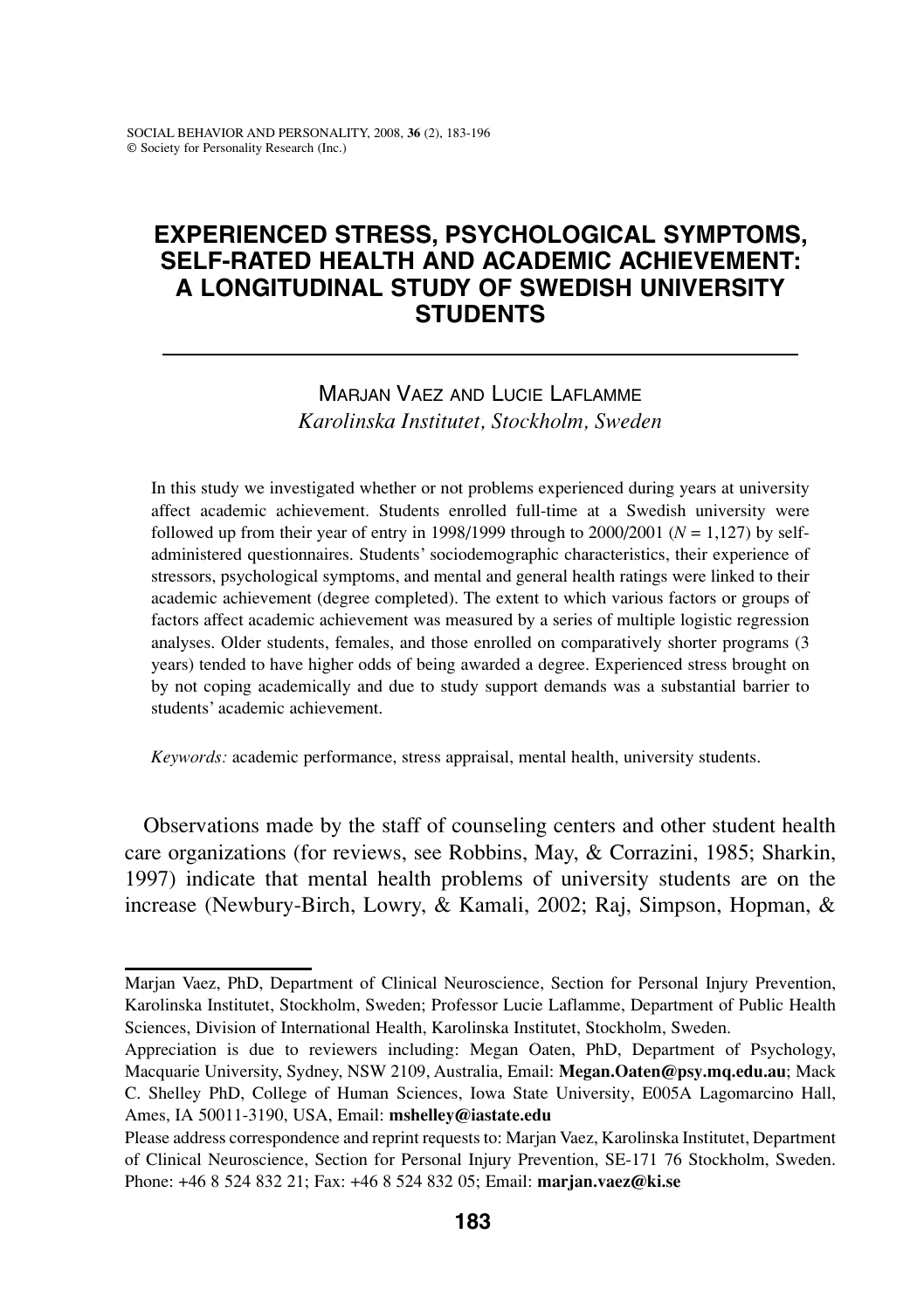# EXPERIENCED STRESS, PSYCHOLOGICAL SYMPTOMS, SELF-RATED HEALTH AND ACADEMIC ACHIEVEMENT: A LONGITUDINAL STUDY OF SWEDISH UNIVERSITY STUDENTS

MARJAN VAEZ AND LUCIE LAFLAMME
*Karolinska Institutet, Stockholm, Sweden*

In this study we investigated whether or not problems experienced during years at university affect academic achievement. Students enrolled full-time at a Swedish university were followed up from their year of entry in 1998/1999 through to 2000/2001 ($N$ = 1,127) by self-administered questionnaires. Students' sociodemographic characteristics, their experience of stressors, psychological symptoms, and mental and general health ratings were linked to their academic achievement (degree completed). The extent to which various factors or groups of factors affect academic achievement was measured by a series of multiple logistic regression analyses. Older students, females, and those enrolled on comparatively shorter programs (3 years) tended to have higher odds of being awarded a degree. Experienced stress brought on by not coping academically and due to study support demands was a substantial barrier to students' academic achievement.

*Keywords:* academic performance, stress appraisal, mental health, university students.

Observations made by the staff of counseling centers and other student health care organizations (for reviews, see Robbins, May, & Corrazini, 1985; Sharkin, 1997) indicate that mental health problems of university students are on the increase (Newbury-Birch, Lowry, & Kamali, 2002; Raj, Simpson, Hopman, &

---

Marjan Vaez, PhD, Department of Clinical Neuroscience, Section for Personal Injury Prevention, Karolinska Institutet, Stockholm, Sweden; Professor Lucie Laflamme, Department of Public Health Sciences, Division of International Health, Karolinska Institutet, Stockholm, Sweden.

Appreciation is due to reviewers including: Megan Oaten, PhD, Department of Psychology, Macquarie University, Sydney, NSW 2109, Australia, Email: **Megan.Oaten@psy.mq.edu.au**; Mack C. Shelley PhD, College of Human Sciences, Iowa State University, E005A Lagomarcino Hall, Ames, IA 50011-3190, USA, Email: **mshelley@iastate.edu**

Please address correspondence and reprint requests to: Marjan Vaez, Karolinska Institutet, Department of Clinical Neuroscience, Section for Personal Injury Prevention, SE-171 76 Stockholm, Sweden. Phone: +46 8 524 832 21; Fax: +46 8 524 832 05; Email: **marjan.vaez@ki.se**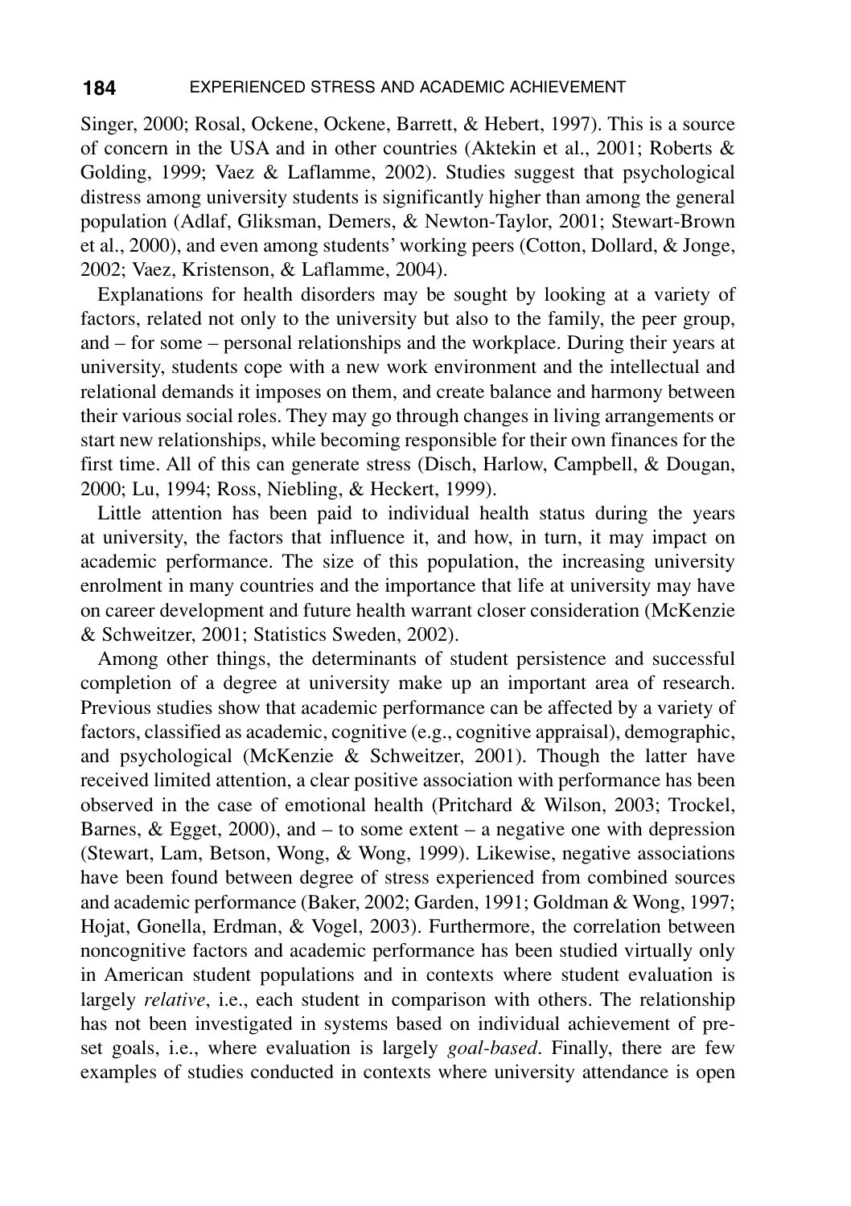Singer, 2000; Rosal, Ockene, Ockene, Barrett, & Hebert, 1997). This is a source of concern in the USA and in other countries (Aktekin et al., 2001; Roberts & Golding, 1999; Vaez & Laflamme, 2002). Studies suggest that psychological distress among university students is significantly higher than among the general population (Adlaf, Gliksman, Demers, & Newton-Taylor, 2001; Stewart-Brown et al., 2000), and even among students' working peers (Cotton, Dollard, & Jonge, 2002; Vaez, Kristenson, & Laflamme, 2004).

Explanations for health disorders may be sought by looking at a variety of factors, related not only to the university but also to the family, the peer group, and – for some – personal relationships and the workplace. During their years at university, students cope with a new work environment and the intellectual and relational demands it imposes on them, and create balance and harmony between their various social roles. They may go through changes in living arrangements or start new relationships, while becoming responsible for their own finances for the first time. All of this can generate stress (Disch, Harlow, Campbell, & Dougan, 2000; Lu, 1994; Ross, Niebling, & Heckert, 1999).

Little attention has been paid to individual health status during the years at university, the factors that influence it, and how, in turn, it may impact on academic performance. The size of this population, the increasing university enrolment in many countries and the importance that life at university may have on career development and future health warrant closer consideration (McKenzie & Schweitzer, 2001; Statistics Sweden, 2002).

Among other things, the determinants of student persistence and successful completion of a degree at university make up an important area of research. Previous studies show that academic performance can be affected by a variety of factors, classified as academic, cognitive (e.g., cognitive appraisal), demographic, and psychological (McKenzie & Schweitzer, 2001). Though the latter have received limited attention, a clear positive association with performance has been observed in the case of emotional health (Pritchard & Wilson, 2003; Trockel, Barnes, & Egget, 2000), and – to some extent – a negative one with depression (Stewart, Lam, Betson, Wong, & Wong, 1999). Likewise, negative associations have been found between degree of stress experienced from combined sources and academic performance (Baker, 2002; Garden, 1991; Goldman & Wong, 1997; Hojat, Gonella, Erdman, & Vogel, 2003). Furthermore, the correlation between noncognitive factors and academic performance has been studied virtually only in American student populations and in contexts where student evaluation is largely *relative*, i.e., each student in comparison with others. The relationship has not been investigated in systems based on individual achievement of pre-set goals, i.e., where evaluation is largely *goal-based*. Finally, there are few examples of studies conducted in contexts where university attendance is open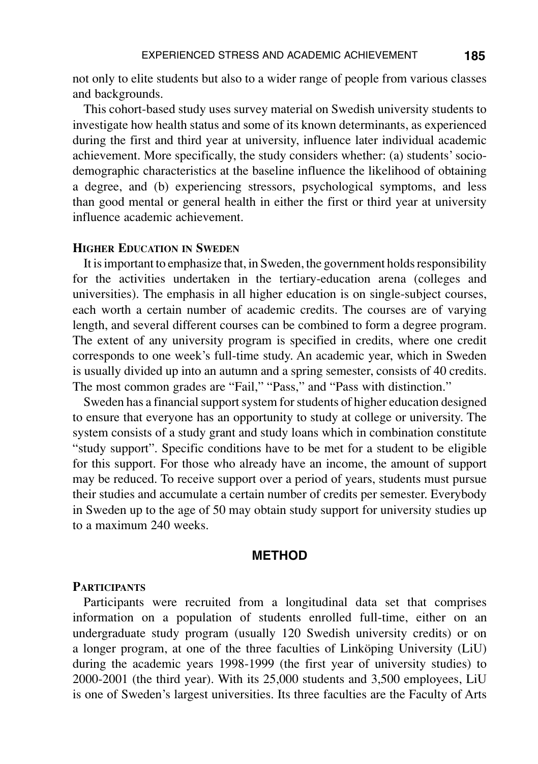not only to elite students but also to a wider range of people from various classes and backgrounds.

This cohort-based study uses survey material on Swedish university students to investigate how health status and some of its known determinants, as experienced during the first and third year at university, influence later individual academic achievement. More specifically, the study considers whether: (a) students' socio-demographic characteristics at the baseline influence the likelihood of obtaining a degree, and (b) experiencing stressors, psychological symptoms, and less than good mental or general health in either the first or third year at university influence academic achievement.

### Higher Education in Sweden

It is important to emphasize that, in Sweden, the government holds responsibility for the activities undertaken in the tertiary-education arena (colleges and universities). The emphasis in all higher education is on single-subject courses, each worth a certain number of academic credits. The courses are of varying length, and several different courses can be combined to form a degree program. The extent of any university program is specified in credits, where one credit corresponds to one week's full-time study. An academic year, which in Sweden is usually divided up into an autumn and a spring semester, consists of 40 credits. The most common grades are "Fail," "Pass," and "Pass with distinction."

Sweden has a financial support system for students of higher education designed to ensure that everyone has an opportunity to study at college or university. The system consists of a study grant and study loans which in combination constitute "study support". Specific conditions have to be met for a student to be eligible for this support. For those who already have an income, the amount of support may be reduced. To receive support over a period of years, students must pursue their studies and accumulate a certain number of credits per semester. Everybody in Sweden up to the age of 50 may obtain study support for university studies up to a maximum 240 weeks.

## METHOD

### Participants

Participants were recruited from a longitudinal data set that comprises information on a population of students enrolled full-time, either on an undergraduate study program (usually 120 Swedish university credits) or on a longer program, at one of the three faculties of Linköping University (LiU) during the academic years 1998-1999 (the first year of university studies) to 2000-2001 (the third year). With its 25,000 students and 3,500 employees, LiU is one of Sweden's largest universities. Its three faculties are the Faculty of Arts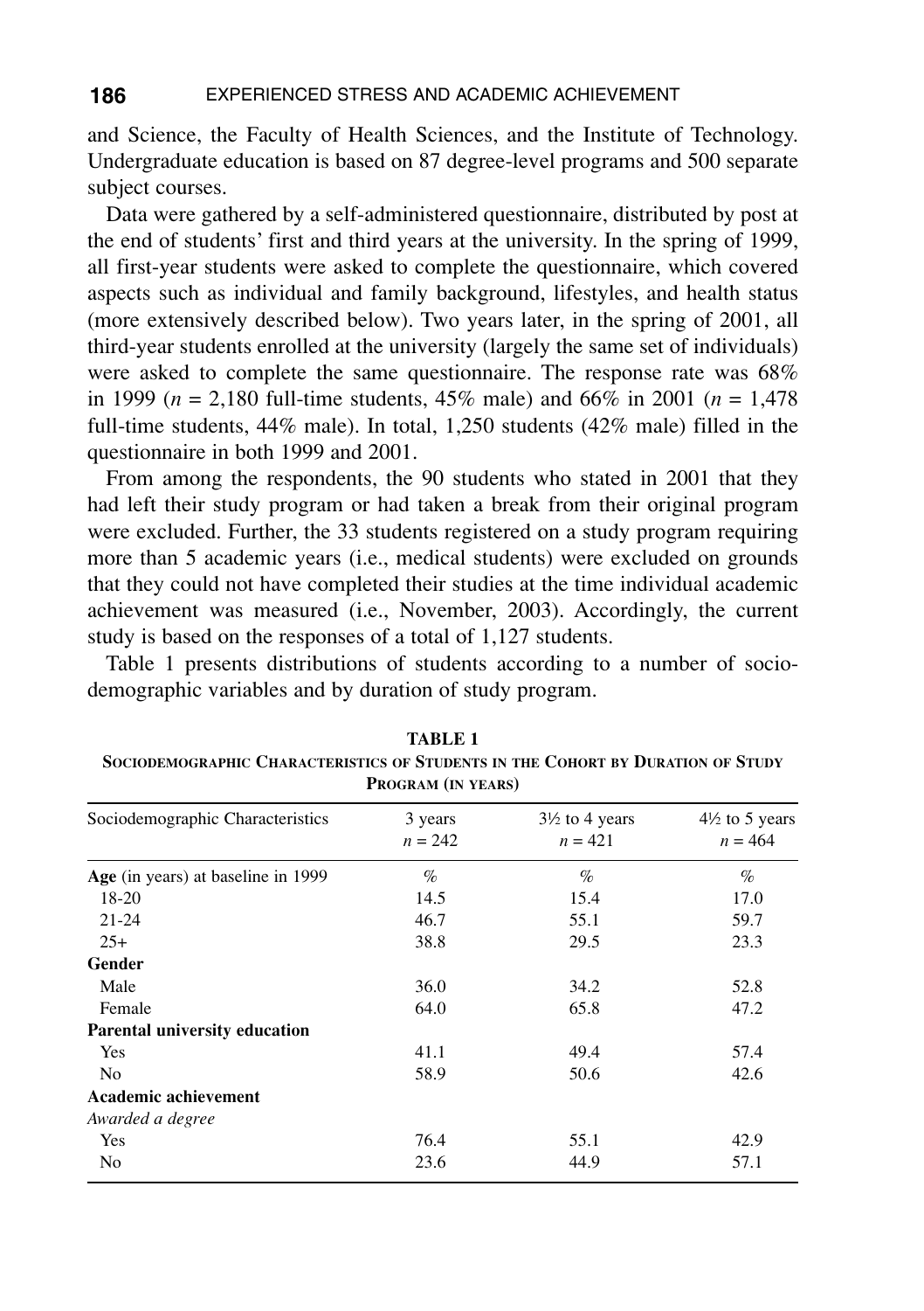and Science, the Faculty of Health Sciences, and the Institute of Technology. Undergraduate education is based on 87 degree-level programs and 500 separate subject courses.

Data were gathered by a self-administered questionnaire, distributed by post at the end of students' first and third years at the university. In the spring of 1999, all first-year students were asked to complete the questionnaire, which covered aspects such as individual and family background, lifestyles, and health status (more extensively described below). Two years later, in the spring of 2001, all third-year students enrolled at the university (largely the same set of individuals) were asked to complete the same questionnaire. The response rate was 68% in 1999 ($n$ = 2,180 full-time students, 45% male) and 66% in 2001 ($n$ = 1,478 full-time students, 44% male). In total, 1,250 students (42% male) filled in the questionnaire in both 1999 and 2001.

From among the respondents, the 90 students who stated in 2001 that they had left their study program or had taken a break from their original program were excluded. Further, the 33 students registered on a study program requiring more than 5 academic years (i.e., medical students) were excluded on grounds that they could not have completed their studies at the time individual academic achievement was measured (i.e., November, 2003). Accordingly, the current study is based on the responses of a total of 1,127 students.

Table 1 presents distributions of students according to a number of sociodemographic variables and by duration of study program.

**TABLE 1**
**SOCIODEMOGRAPHIC CHARACTERISTICS OF STUDENTS IN THE COHORT BY DURATION OF STUDY PROGRAM (IN YEARS)**

| Sociodemographic Characteristics | 3 years $n$ = 242 | 3½ to 4 years $n$ = 421 | 4½ to 5 years $n$ = 464 |
|---|---|---|---|
| **Age** (in years) at baseline in 1999 | % | % | % |
| 18-20 | 14.5 | 15.4 | 17.0 |
| 21-24 | 46.7 | 55.1 | 59.7 |
| 25+ | 38.8 | 29.5 | 23.3 |
| **Gender** | | | |
| Male | 36.0 | 34.2 | 52.8 |
| Female | 64.0 | 65.8 | 47.2 |
| **Parental university education** | | | |
| Yes | 41.1 | 49.4 | 57.4 |
| No | 58.9 | 50.6 | 42.6 |
| **Academic achievement** | | | |
| *Awarded a degree* | | | |
| Yes | 76.4 | 55.1 | 42.9 |
| No | 23.6 | 44.9 | 57.1 |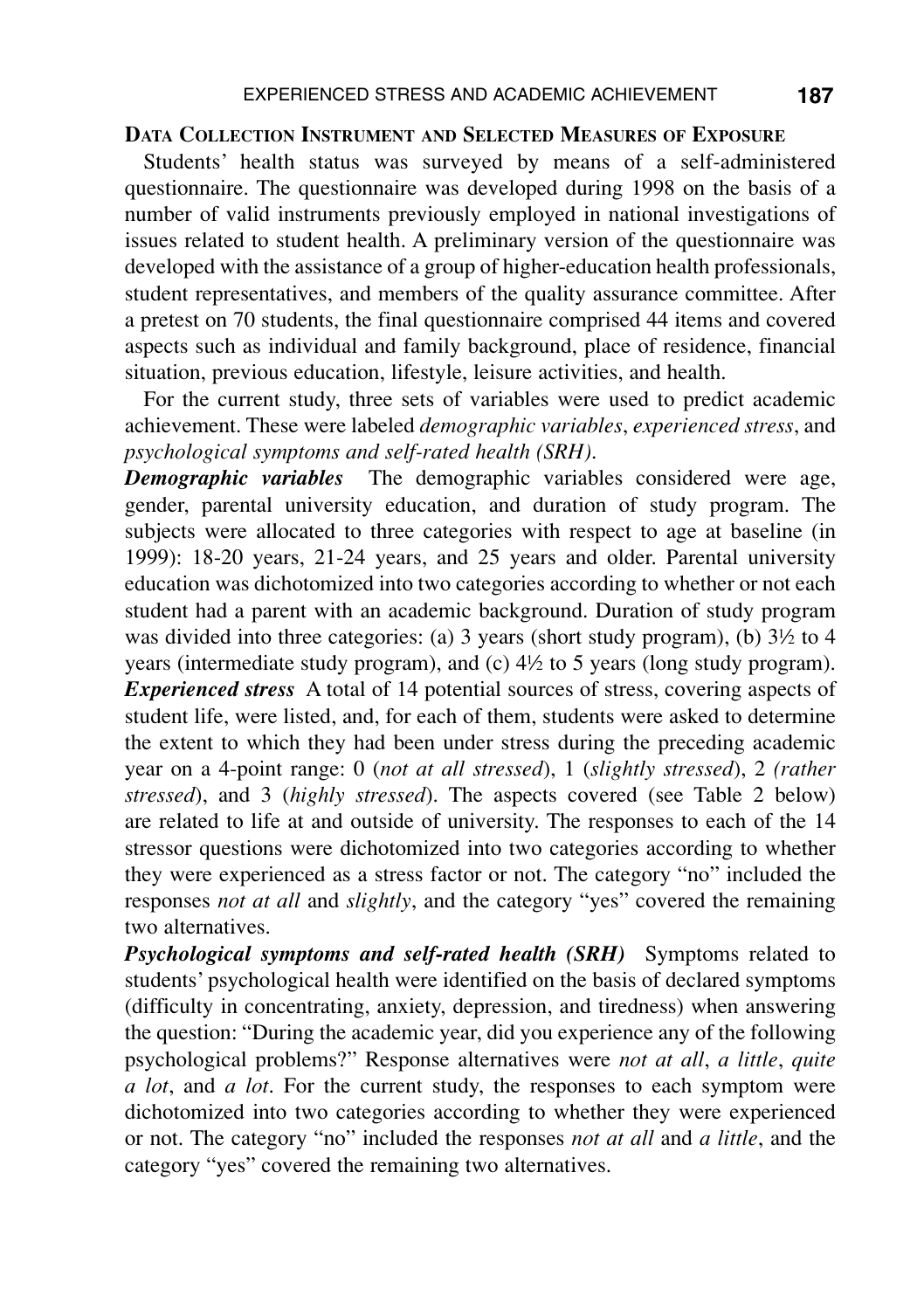## Data Collection Instrument and Selected Measures of Exposure

Students' health status was surveyed by means of a self-administered questionnaire. The questionnaire was developed during 1998 on the basis of a number of valid instruments previously employed in national investigations of issues related to student health. A preliminary version of the questionnaire was developed with the assistance of a group of higher-education health professionals, student representatives, and members of the quality assurance committee. After a pretest on 70 students, the final questionnaire comprised 44 items and covered aspects such as individual and family background, place of residence, financial situation, previous education, lifestyle, leisure activities, and health.

For the current study, three sets of variables were used to predict academic achievement. These were labeled *demographic variables*, *experienced stress*, and *psychological symptoms and self-rated health (SRH)*.

***Demographic variables*** The demographic variables considered were age, gender, parental university education, and duration of study program. The subjects were allocated to three categories with respect to age at baseline (in 1999): 18-20 years, 21-24 years, and 25 years and older. Parental university education was dichotomized into two categories according to whether or not each student had a parent with an academic background. Duration of study program was divided into three categories: (a) 3 years (short study program), (b) 3½ to 4 years (intermediate study program), and (c) 4½ to 5 years (long study program).

***Experienced stress*** A total of 14 potential sources of stress, covering aspects of student life, were listed, and, for each of them, students were asked to determine the extent to which they had been under stress during the preceding academic year on a 4-point range: 0 (*not at all stressed*), 1 (*slightly stressed*), 2 *(rather stressed*), and 3 (*highly stressed*). The aspects covered (see Table 2 below) are related to life at and outside of university. The responses to each of the 14 stressor questions were dichotomized into two categories according to whether they were experienced as a stress factor or not. The category "no" included the responses *not at all* and *slightly*, and the category "yes" covered the remaining two alternatives.

***Psychological symptoms and self-rated health (SRH)*** Symptoms related to students' psychological health were identified on the basis of declared symptoms (difficulty in concentrating, anxiety, depression, and tiredness) when answering the question: "During the academic year, did you experience any of the following psychological problems?" Response alternatives were *not at all*, *a little*, *quite a lot*, and *a lot*. For the current study, the responses to each symptom were dichotomized into two categories according to whether they were experienced or not. The category "no" included the responses *not at all* and *a little*, and the category "yes" covered the remaining two alternatives.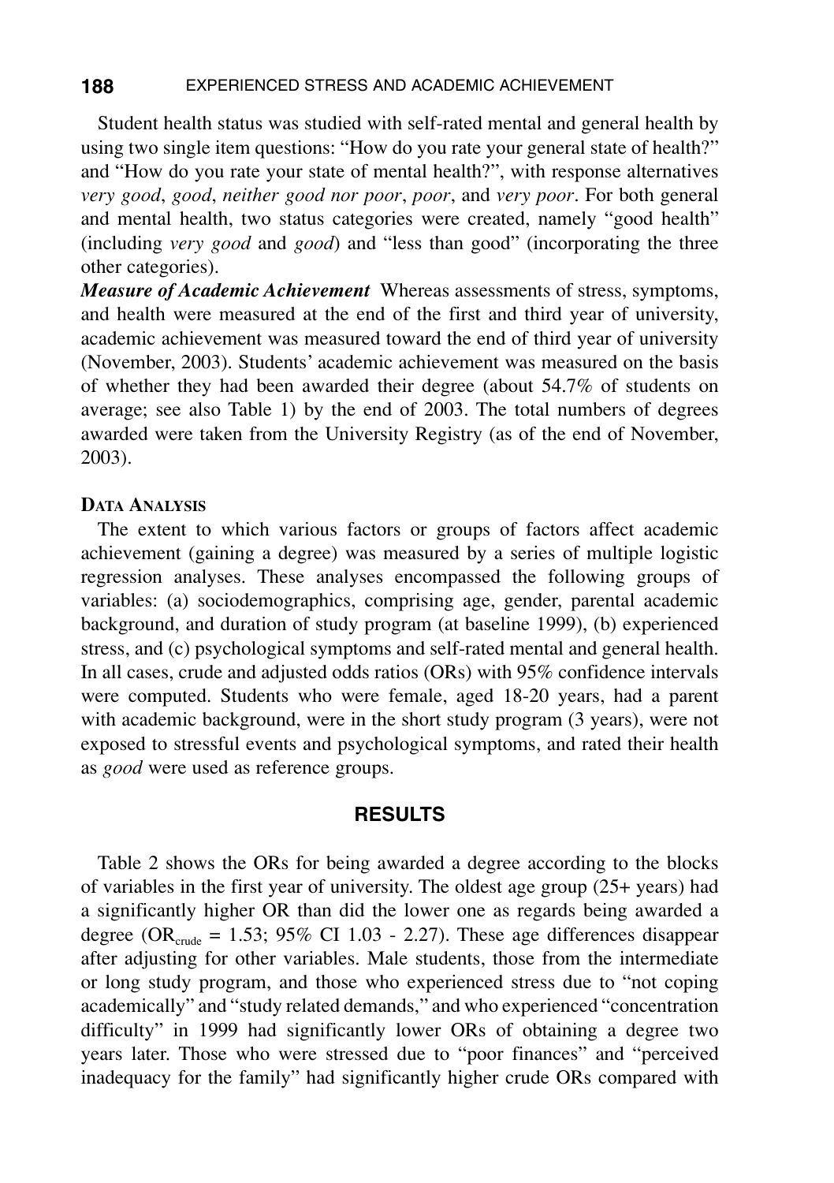Student health status was studied with self-rated mental and general health by using two single item questions: "How do you rate your general state of health?" and "How do you rate your state of mental health?", with response alternatives *very good*, *good*, *neither good nor poor*, *poor*, and *very poor*. For both general and mental health, two status categories were created, namely "good health" (including *very good* and *good*) and "less than good" (incorporating the three other categories).

***Measure of Academic Achievement*** Whereas assessments of stress, symptoms, and health were measured at the end of the first and third year of university, academic achievement was measured toward the end of third year of university (November, 2003). Students' academic achievement was measured on the basis of whether they had been awarded their degree (about 54.7% of students on average; see also Table 1) by the end of 2003. The total numbers of degrees awarded were taken from the University Registry (as of the end of November, 2003).

### DATA ANALYSIS

The extent to which various factors or groups of factors affect academic achievement (gaining a degree) was measured by a series of multiple logistic regression analyses. These analyses encompassed the following groups of variables: (a) sociodemographics, comprising age, gender, parental academic background, and duration of study program (at baseline 1999), (b) experienced stress, and (c) psychological symptoms and self-rated mental and general health. In all cases, crude and adjusted odds ratios (ORs) with 95% confidence intervals were computed. Students who were female, aged 18-20 years, had a parent with academic background, were in the short study program (3 years), were not exposed to stressful events and psychological symptoms, and rated their health as *good* were used as reference groups.

## RESULTS

Table 2 shows the ORs for being awarded a degree according to the blocks of variables in the first year of university. The oldest age group (25+ years) had a significantly higher OR than did the lower one as regards being awarded a degree ($OR_{crude}$ = 1.53; 95% CI 1.03 - 2.27). These age differences disappear after adjusting for other variables. Male students, those from the intermediate or long study program, and those who experienced stress due to "not coping academically" and "study related demands," and who experienced "concentration difficulty" in 1999 had significantly lower ORs of obtaining a degree two years later. Those who were stressed due to "poor finances" and "perceived inadequacy for the family" had significantly higher crude ORs compared with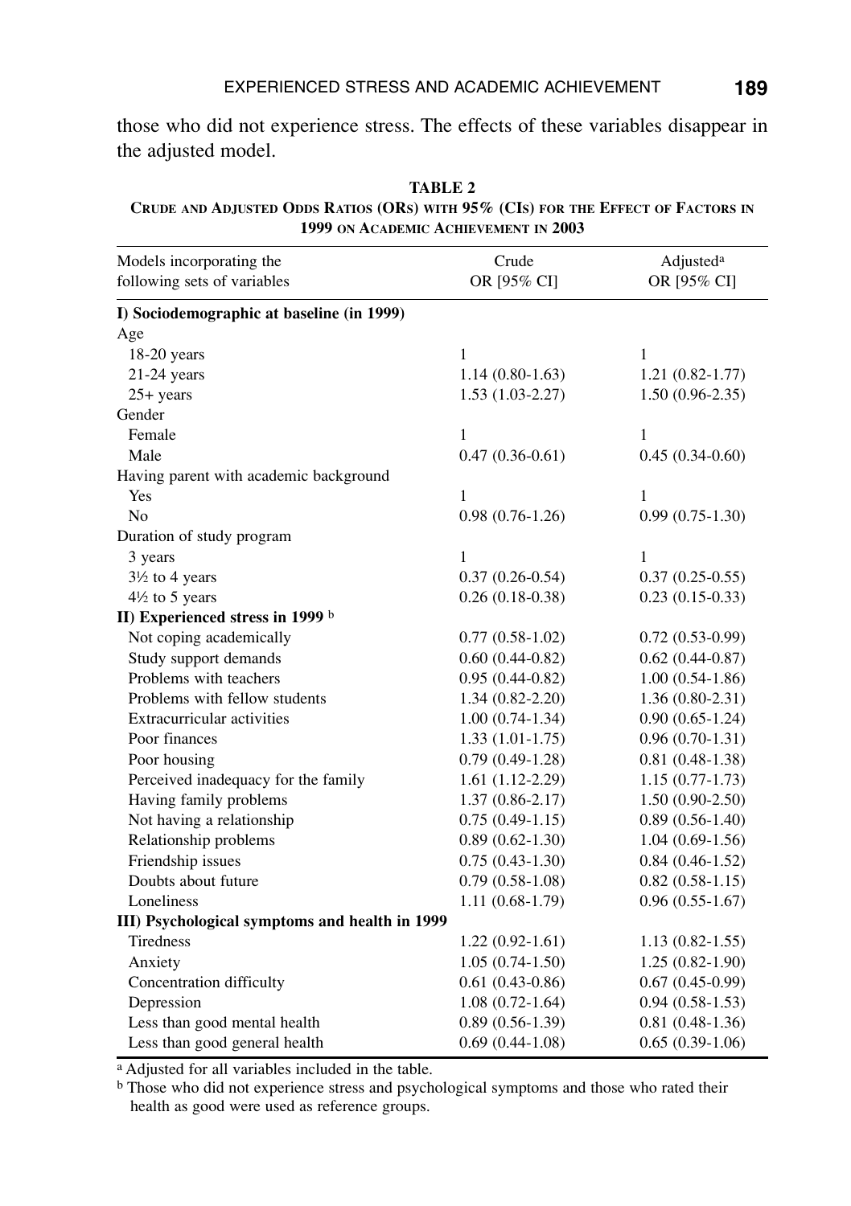those who did not experience stress. The effects of these variables disappear in the adjusted model.

**TABLE 2**
**CRUDE AND ADJUSTED ODDS RATIOS (ORS) WITH 95% (CIS) FOR THE EFFECT OF FACTORS IN 1999 ON ACADEMIC ACHIEVEMENT IN 2003**

| Models incorporating the following sets of variables | Crude OR [95% CI] | Adjusted[a] OR [95% CI] |
|---|---|---|
| **I) Sociodemographic at baseline (in 1999)** | | |
| Age | | |
| 18-20 years | 1 | 1 |
| 21-24 years | 1.14 (0.80-1.63) | 1.21 (0.82-1.77) |
| 25+ years | 1.53 (1.03-2.27) | 1.50 (0.96-2.35) |
| Gender | | |
| Female | 1 | 1 |
| Male | 0.47 (0.36-0.61) | 0.45 (0.34-0.60) |
| Having parent with academic background | | |
| Yes | 1 | 1 |
| No | 0.98 (0.76-1.26) | 0.99 (0.75-1.30) |
| Duration of study program | | |
| 3 years | 1 | 1 |
| 3½ to 4 years | 0.37 (0.26-0.54) | 0.37 (0.25-0.55) |
| 4½ to 5 years | 0.26 (0.18-0.38) | 0.23 (0.15-0.33) |
| **II) Experienced stress in 1999** [b] | | |
| Not coping academically | 0.77 (0.58-1.02) | 0.72 (0.53-0.99) |
| Study support demands | 0.60 (0.44-0.82) | 0.62 (0.44-0.87) |
| Problems with teachers | 0.95 (0.44-0.82) | 1.00 (0.54-1.86) |
| Problems with fellow students | 1.34 (0.82-2.20) | 1.36 (0.80-2.31) |
| Extracurricular activities | 1.00 (0.74-1.34) | 0.90 (0.65-1.24) |
| Poor finances | 1.33 (1.01-1.75) | 0.96 (0.70-1.31) |
| Poor housing | 0.79 (0.49-1.28) | 0.81 (0.48-1.38) |
| Perceived inadequacy for the family | 1.61 (1.12-2.29) | 1.15 (0.77-1.73) |
| Having family problems | 1.37 (0.86-2.17) | 1.50 (0.90-2.50) |
| Not having a relationship | 0.75 (0.49-1.15) | 0.89 (0.56-1.40) |
| Relationship problems | 0.89 (0.62-1.30) | 1.04 (0.69-1.56) |
| Friendship issues | 0.75 (0.43-1.30) | 0.84 (0.46-1.52) |
| Doubts about future | 0.79 (0.58-1.08) | 0.82 (0.58-1.15) |
| Loneliness | 1.11 (0.68-1.79) | 0.96 (0.55-1.67) |
| **III) Psychological symptoms and health in 1999** | | |
| Tiredness | 1.22 (0.92-1.61) | 1.13 (0.82-1.55) |
| Anxiety | 1.05 (0.74-1.50) | 1.25 (0.82-1.90) |
| Concentration difficulty | 0.61 (0.43-0.86) | 0.67 (0.45-0.99) |
| Depression | 1.08 (0.72-1.64) | 0.94 (0.58-1.53) |
| Less than good mental health | 0.89 (0.56-1.39) | 0.81 (0.48-1.36) |
| Less than good general health | 0.69 (0.44-1.08) | 0.65 (0.39-1.06) |

[a] Adjusted for all variables included in the table.

[b] Those who did not experience stress and psychological symptoms and those who rated their health as good were used as reference groups.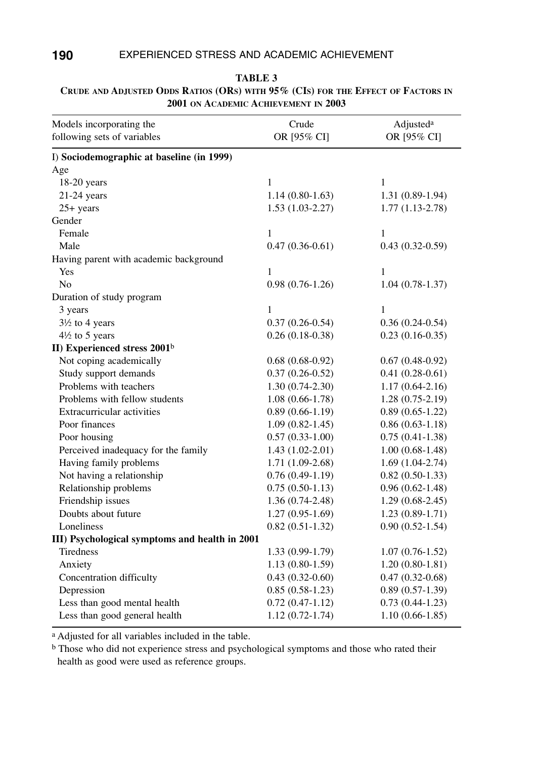**TABLE 3**

**CRUDE AND ADJUSTED ODDS RATIOS (ORS) WITH 95% (CIS) FOR THE EFFECT OF FACTORS IN 2001 ON ACADEMIC ACHIEVEMENT IN 2003**

| Models incorporating the following sets of variables | Crude OR [95% CI] | Adjusted[a] OR [95% CI] |
|---|---|---|
| **I) Sociodemographic at baseline (in 1999)** | | |
| Age | | |
| 18-20 years | 1 | 1 |
| 21-24 years | 1.14 (0.80-1.63) | 1.31 (0.89-1.94) |
| 25+ years | 1.53 (1.03-2.27) | 1.77 (1.13-2.78) |
| Gender | | |
| Female | 1 | 1 |
| Male | 0.47 (0.36-0.61) | 0.43 (0.32-0.59) |
| Having parent with academic background | | |
| Yes | 1 | 1 |
| No | 0.98 (0.76-1.26) | 1.04 (0.78-1.37) |
| Duration of study program | | |
| 3 years | 1 | 1 |
| 3½ to 4 years | 0.37 (0.26-0.54) | 0.36 (0.24-0.54) |
| 4½ to 5 years | 0.26 (0.18-0.38) | 0.23 (0.16-0.35) |
| **II) Experienced stress 2001**[b] | | |
| Not coping academically | 0.68 (0.68-0.92) | 0.67 (0.48-0.92) |
| Study support demands | 0.37 (0.26-0.52) | 0.41 (0.28-0.61) |
| Problems with teachers | 1.30 (0.74-2.30) | 1.17 (0.64-2.16) |
| Problems with fellow students | 1.08 (0.66-1.78) | 1.28 (0.75-2.19) |
| Extracurricular activities | 0.89 (0.66-1.19) | 0.89 (0.65-1.22) |
| Poor finances | 1.09 (0.82-1.45) | 0.86 (0.63-1.18) |
| Poor housing | 0.57 (0.33-1.00) | 0.75 (0.41-1.38) |
| Perceived inadequacy for the family | 1.43 (1.02-2.01) | 1.00 (0.68-1.48) |
| Having family problems | 1.71 (1.09-2.68) | 1.69 (1.04-2.74) |
| Not having a relationship | 0.76 (0.49-1.19) | 0.82 (0.50-1.33) |
| Relationship problems | 0.75 (0.50-1.13) | 0.96 (0.62-1.48) |
| Friendship issues | 1.36 (0.74-2.48) | 1.29 (0.68-2.45) |
| Doubts about future | 1.27 (0.95-1.69) | 1.23 (0.89-1.71) |
| Loneliness | 0.82 (0.51-1.32) | 0.90 (0.52-1.54) |
| **III) Psychological symptoms and health in 2001** | | |
| Tiredness | 1.33 (0.99-1.79) | 1.07 (0.76-1.52) |
| Anxiety | 1.13 (0.80-1.59) | 1.20 (0.80-1.81) |
| Concentration difficulty | 0.43 (0.32-0.60) | 0.47 (0.32-0.68) |
| Depression | 0.85 (0.58-1.23) | 0.89 (0.57-1.39) |
| Less than good mental health | 0.72 (0.47-1.12) | 0.73 (0.44-1.23) |
| Less than good general health | 1.12 (0.72-1.74) | 1.10 (0.66-1.85) |

[a] Adjusted for all variables included in the table.

[b] Those who did not experience stress and psychological symptoms and those who rated their health as good were used as reference groups.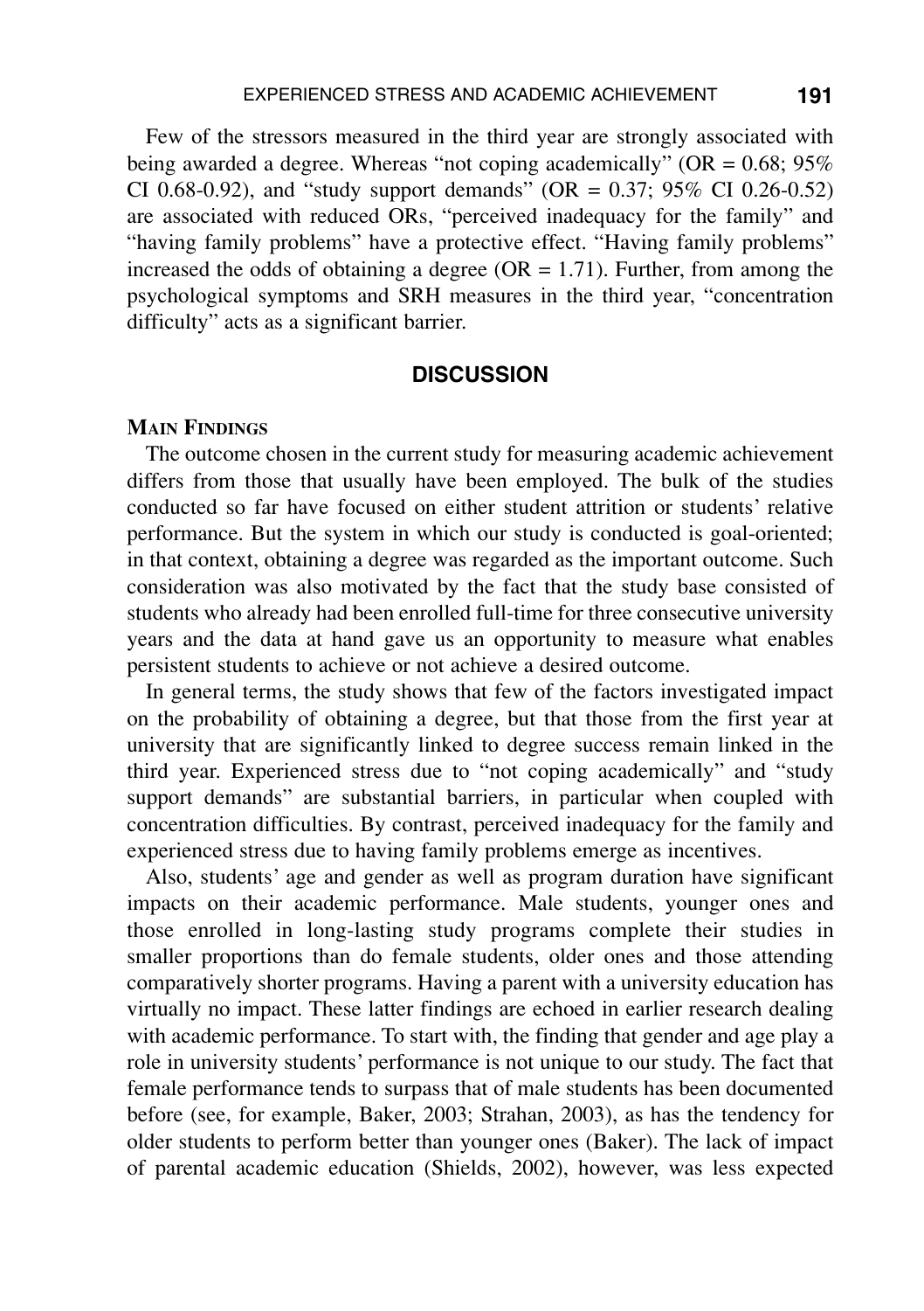Few of the stressors measured in the third year are strongly associated with being awarded a degree. Whereas "not coping academically" (OR = 0.68; 95% CI 0.68-0.92), and "study support demands" (OR = 0.37; 95% CI 0.26-0.52) are associated with reduced ORs, "perceived inadequacy for the family" and "having family problems" have a protective effect. "Having family problems" increased the odds of obtaining a degree (OR = 1.71). Further, from among the psychological symptoms and SRH measures in the third year, "concentration difficulty" acts as a significant barrier.

## DISCUSSION

### MAIN FINDINGS

The outcome chosen in the current study for measuring academic achievement differs from those that usually have been employed. The bulk of the studies conducted so far have focused on either student attrition or students' relative performance. But the system in which our study is conducted is goal-oriented; in that context, obtaining a degree was regarded as the important outcome. Such consideration was also motivated by the fact that the study base consisted of students who already had been enrolled full-time for three consecutive university years and the data at hand gave us an opportunity to measure what enables persistent students to achieve or not achieve a desired outcome.

In general terms, the study shows that few of the factors investigated impact on the probability of obtaining a degree, but that those from the first year at university that are significantly linked to degree success remain linked in the third year. Experienced stress due to "not coping academically" and "study support demands" are substantial barriers, in particular when coupled with concentration difficulties. By contrast, perceived inadequacy for the family and experienced stress due to having family problems emerge as incentives.

Also, students' age and gender as well as program duration have significant impacts on their academic performance. Male students, younger ones and those enrolled in long-lasting study programs complete their studies in smaller proportions than do female students, older ones and those attending comparatively shorter programs. Having a parent with a university education has virtually no impact. These latter findings are echoed in earlier research dealing with academic performance. To start with, the finding that gender and age play a role in university students' performance is not unique to our study. The fact that female performance tends to surpass that of male students has been documented before (see, for example, Baker, 2003; Strahan, 2003), as has the tendency for older students to perform better than younger ones (Baker). The lack of impact of parental academic education (Shields, 2002), however, was less expected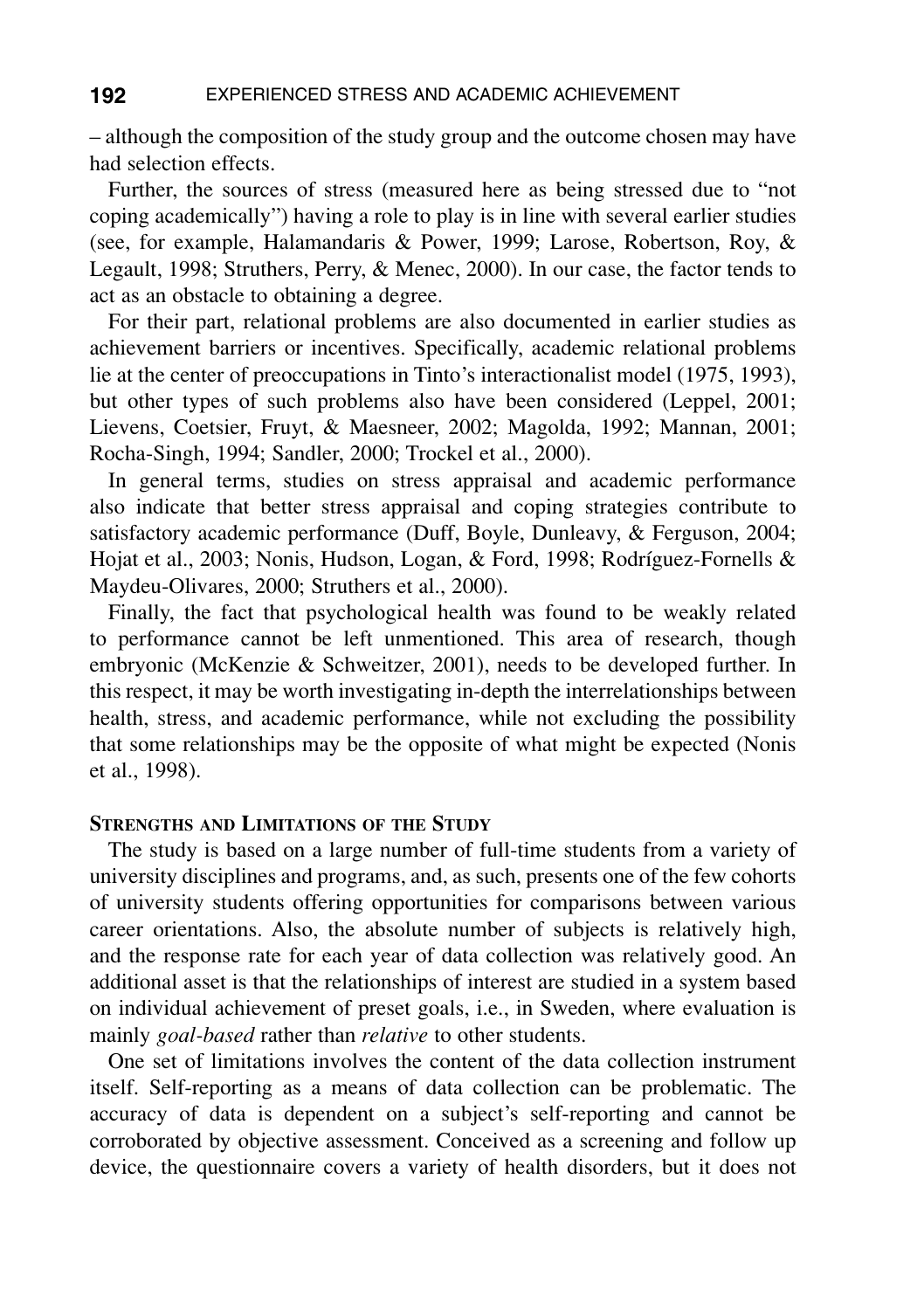– although the composition of the study group and the outcome chosen may have had selection effects.

Further, the sources of stress (measured here as being stressed due to "not coping academically") having a role to play is in line with several earlier studies (see, for example, Halamandaris & Power, 1999; Larose, Robertson, Roy, & Legault, 1998; Struthers, Perry, & Menec, 2000). In our case, the factor tends to act as an obstacle to obtaining a degree.

For their part, relational problems are also documented in earlier studies as achievement barriers or incentives. Specifically, academic relational problems lie at the center of preoccupations in Tinto's interactionalist model (1975, 1993), but other types of such problems also have been considered (Leppel, 2001; Lievens, Coetsier, Fruyt, & Maesneer, 2002; Magolda, 1992; Mannan, 2001; Rocha-Singh, 1994; Sandler, 2000; Trockel et al., 2000).

In general terms, studies on stress appraisal and academic performance also indicate that better stress appraisal and coping strategies contribute to satisfactory academic performance (Duff, Boyle, Dunleavy, & Ferguson, 2004; Hojat et al., 2003; Nonis, Hudson, Logan, & Ford, 1998; Rodríguez-Fornells & Maydeu-Olivares, 2000; Struthers et al., 2000).

Finally, the fact that psychological health was found to be weakly related to performance cannot be left unmentioned. This area of research, though embryonic (McKenzie & Schweitzer, 2001), needs to be developed further. In this respect, it may be worth investigating in-depth the interrelationships between health, stress, and academic performance, while not excluding the possibility that some relationships may be the opposite of what might be expected (Nonis et al., 1998).

## Strengths and Limitations of the Study

The study is based on a large number of full-time students from a variety of university disciplines and programs, and, as such, presents one of the few cohorts of university students offering opportunities for comparisons between various career orientations. Also, the absolute number of subjects is relatively high, and the response rate for each year of data collection was relatively good. An additional asset is that the relationships of interest are studied in a system based on individual achievement of preset goals, i.e., in Sweden, where evaluation is mainly *goal-based* rather than *relative* to other students.

One set of limitations involves the content of the data collection instrument itself. Self-reporting as a means of data collection can be problematic. The accuracy of data is dependent on a subject's self-reporting and cannot be corroborated by objective assessment. Conceived as a screening and follow up device, the questionnaire covers a variety of health disorders, but it does not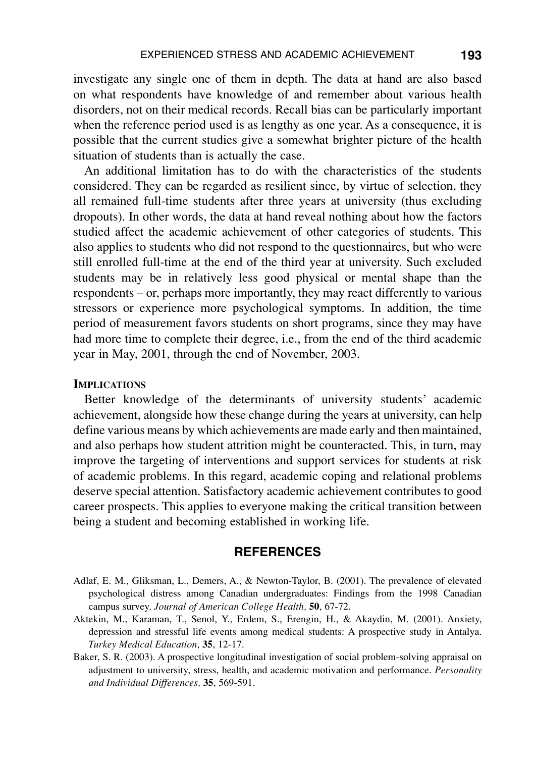investigate any single one of them in depth. The data at hand are also based on what respondents have knowledge of and remember about various health disorders, not on their medical records. Recall bias can be particularly important when the reference period used is as lengthy as one year. As a consequence, it is possible that the current studies give a somewhat brighter picture of the health situation of students than is actually the case.

An additional limitation has to do with the characteristics of the students considered. They can be regarded as resilient since, by virtue of selection, they all remained full-time students after three years at university (thus excluding dropouts). In other words, the data at hand reveal nothing about how the factors studied affect the academic achievement of other categories of students. This also applies to students who did not respond to the questionnaires, but who were still enrolled full-time at the end of the third year at university. Such excluded students may be in relatively less good physical or mental shape than the respondents – or, perhaps more importantly, they may react differently to various stressors or experience more psychological symptoms. In addition, the time period of measurement favors students on short programs, since they may have had more time to complete their degree, i.e., from the end of the third academic year in May, 2001, through the end of November, 2003.

### Implications

Better knowledge of the determinants of university students' academic achievement, alongside how these change during the years at university, can help define various means by which achievements are made early and then maintained, and also perhaps how student attrition might be counteracted. This, in turn, may improve the targeting of interventions and support services for students at risk of academic problems. In this regard, academic coping and relational problems deserve special attention. Satisfactory academic achievement contributes to good career prospects. This applies to everyone making the critical transition between being a student and becoming established in working life.

## REFERENCES

Adlaf, E. M., Gliksman, L., Demers, A., & Newton-Taylor, B. (2001). The prevalence of elevated psychological distress among Canadian undergraduates: Findings from the 1998 Canadian campus survey. *Journal of American College Health,* **50**, 67-72.

Aktekin, M., Karaman, T., Senol, Y., Erdem, S., Erengin, H., & Akaydin, M. (2001). Anxiety, depression and stressful life events among medical students: A prospective study in Antalya. *Turkey Medical Education,* **35**, 12-17.

Baker, S. R. (2003). A prospective longitudinal investigation of social problem-solving appraisal on adjustment to university, stress, health, and academic motivation and performance. *Personality and Individual Differences,* **35**, 569-591.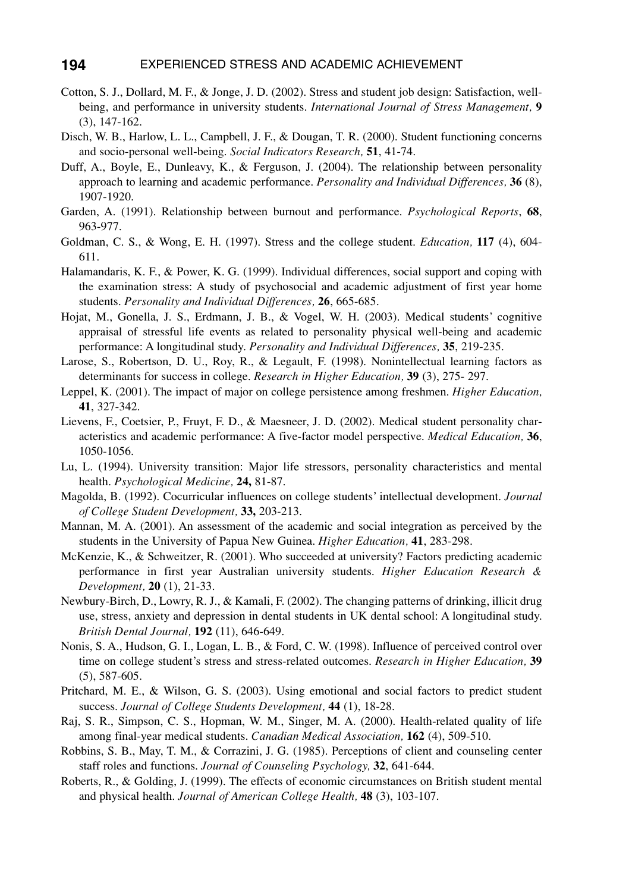Cotton, S. J., Dollard, M. F., & Jonge, J. D. (2002). Stress and student job design: Satisfaction, well-being, and performance in university students. *International Journal of Stress Management,* **9** (3), 147-162.

Disch, W. B., Harlow, L. L., Campbell, J. F., & Dougan, T. R. (2000). Student functioning concerns and socio-personal well-being. *Social Indicators Research,* **51**, 41-74.

Duff, A., Boyle, E., Dunleavy, K., & Ferguson, J. (2004). The relationship between personality approach to learning and academic performance. *Personality and Individual Differences,* **36** (8), 1907-1920.

Garden, A. (1991). Relationship between burnout and performance. *Psychological Reports*, **68**, 963-977.

Goldman, C. S., & Wong, E. H. (1997). Stress and the college student. *Education,* **117** (4), 604-611.

Halamandaris, K. F., & Power, K. G. (1999). Individual differences, social support and coping with the examination stress: A study of psychosocial and academic adjustment of first year home students. *Personality and Individual Differences,* **26**, 665-685.

Hojat, M., Gonella, J. S., Erdmann, J. B., & Vogel, W. H. (2003). Medical students' cognitive appraisal of stressful life events as related to personality physical well-being and academic performance: A longitudinal study. *Personality and Individual Differences,* **35**, 219-235.

Larose, S., Robertson, D. U., Roy, R., & Legault, F. (1998). Nonintellectual learning factors as determinants for success in college. *Research in Higher Education,* **39** (3), 275- 297.

Leppel, K. (2001). The impact of major on college persistence among freshmen. *Higher Education,* **41**, 327-342.

Lievens, F., Coetsier, P., Fruyt, F. D., & Maesneer, J. D. (2002). Medical student personality characteristics and academic performance: A five-factor model perspective. *Medical Education,* **36**, 1050-1056.

Lu, L. (1994). University transition: Major life stressors, personality characteristics and mental health. *Psychological Medicine,* **24,** 81-87.

Magolda, B. (1992). Cocurricular influences on college students' intellectual development. *Journal of College Student Development,* **33,** 203-213.

Mannan, M. A. (2001). An assessment of the academic and social integration as perceived by the students in the University of Papua New Guinea. *Higher Education,* **41**, 283-298.

McKenzie, K., & Schweitzer, R. (2001). Who succeeded at university? Factors predicting academic performance in first year Australian university students. *Higher Education Research & Development,* **20** (1), 21-33.

Newbury-Birch, D., Lowry, R. J., & Kamali, F. (2002). The changing patterns of drinking, illicit drug use, stress, anxiety and depression in dental students in UK dental school: A longitudinal study. *British Dental Journal,* **192** (11), 646-649.

Nonis, S. A., Hudson, G. I., Logan, L. B., & Ford, C. W. (1998). Influence of perceived control over time on college student's stress and stress-related outcomes. *Research in Higher Education,* **39** (5), 587-605.

Pritchard, M. E., & Wilson, G. S. (2003). Using emotional and social factors to predict student success. *Journal of College Students Development,* **44** (1), 18-28.

Raj, S. R., Simpson, C. S., Hopman, W. M., Singer, M. A. (2000). Health-related quality of life among final-year medical students. *Canadian Medical Association,* **162** (4), 509-510.

Robbins, S. B., May, T. M., & Corrazini, J. G. (1985). Perceptions of client and counseling center staff roles and functions. *Journal of Counseling Psychology,* **32**, 641-644.

Roberts, R., & Golding, J. (1999). The effects of economic circumstances on British student mental and physical health. *Journal of American College Health,* **48** (3), 103-107.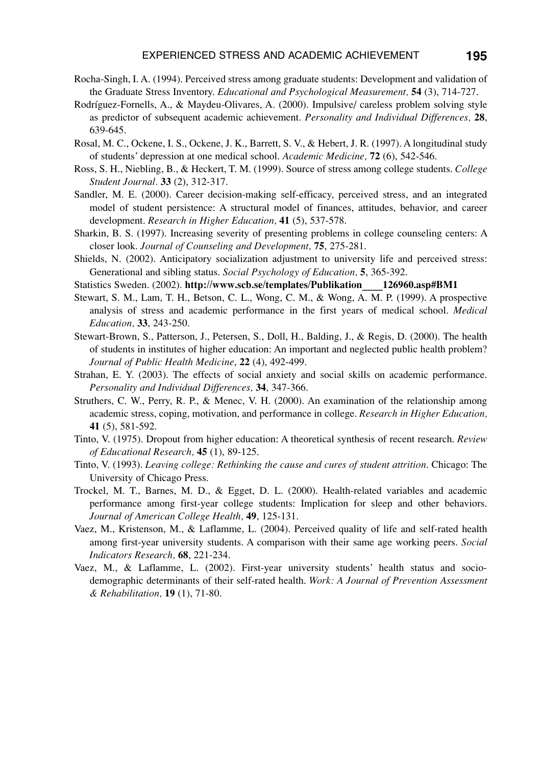Rocha-Singh, I. A. (1994). Perceived stress among graduate students: Development and validation of the Graduate Stress Inventory. *Educational and Psychological Measurement,* **54** (3), 714-727.

Rodríguez-Fornells, A., & Maydeu-Olivares, A. (2000). Impulsive/ careless problem solving style as predictor of subsequent academic achievement. *Personality and Individual Differences,* **28**, 639-645.

Rosal, M. C., Ockene, I. S., Ockene, J. K., Barrett, S. V., & Hebert, J. R. (1997). A longitudinal study of students' depression at one medical school. *Academic Medicine,* **72** (6), 542-546.

Ross, S. H., Niebling, B., & Heckert, T. M. (1999). Source of stress among college students. *College Student Journal*. **33** (2), 312-317.

Sandler, M. E. (2000). Career decision-making self-efficacy, perceived stress, and an integrated model of student persistence: A structural model of finances, attitudes, behavior, and career development. *Research in Higher Education,* **41** (5), 537-578.

Sharkin, B. S. (1997). Increasing severity of presenting problems in college counseling centers: A closer look. *Journal of Counseling and Development,* **75**, 275-281.

Shields, N. (2002). Anticipatory socialization adjustment to university life and perceived stress: Generational and sibling status. *Social Psychology of Education,* **5**, 365-392.

Statistics Sweden. (2002). **http://www.scb.se/templates/Publikation____126960.asp#BM1**

Stewart, S. M., Lam, T. H., Betson, C. L., Wong, C. M., & Wong, A. M. P. (1999). A prospective analysis of stress and academic performance in the first years of medical school. *Medical Education,* **33**, 243-250.

Stewart-Brown, S., Patterson, J., Petersen, S., Doll, H., Balding, J., & Regis, D. (2000). The health of students in institutes of higher education: An important and neglected public health problem? *Journal of Public Health Medicine*, **22** (4), 492-499.

Strahan, E. Y. (2003). The effects of social anxiety and social skills on academic performance. *Personality and Individual Differences,* **34**, 347-366.

Struthers, C. W., Perry, R. P., & Menec, V. H. (2000). An examination of the relationship among academic stress, coping, motivation, and performance in college. *Research in Higher Education,* **41** (5), 581-592.

Tinto, V. (1975). Dropout from higher education: A theoretical synthesis of recent research. *Review of Educational Research,* **45** (1), 89-125.

Tinto, V. (1993). *Leaving college: Rethinking the cause and cures of student attrition*. Chicago: The University of Chicago Press.

Trockel, M. T., Barnes, M. D., & Egget, D. L. (2000). Health-related variables and academic performance among first-year college students: Implication for sleep and other behaviors. *Journal of American College Health,* **49**, 125-131.

Vaez, M., Kristenson, M., & Laflamme, L. (2004). Perceived quality of life and self-rated health among first-year university students. A comparison with their same age working peers. *Social Indicators Research,* **68**, 221-234.

Vaez, M., & Laflamme, L. (2002). First-year university students' health status and socio-demographic determinants of their self-rated health. *Work: A Journal of Prevention Assessment & Rehabilitation,* **19** (1), 71-80.